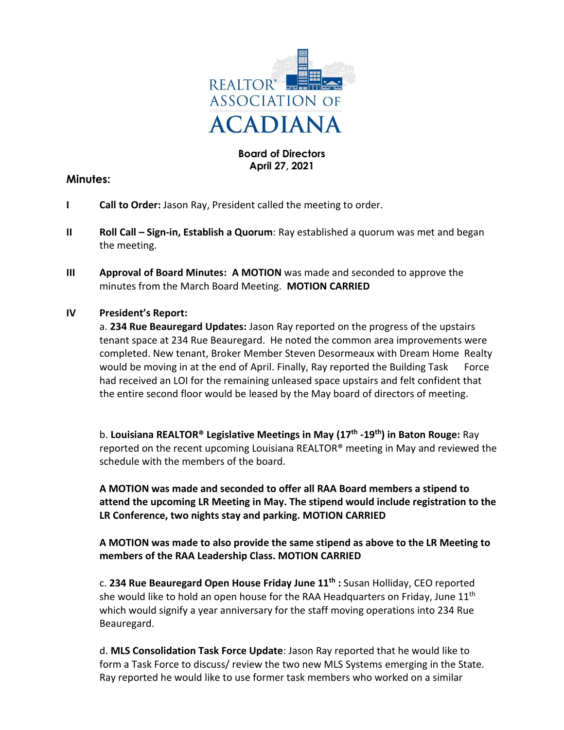REALTOR® ASSOCIATION OF ACADIANA

**Board of Directors**
**April 27, 2021**

**Minutes:**

**I** **Call to Order:** Jason Ray, President called the meeting to order.

**II** **Roll Call – Sign-in, Establish a Quorum**: Ray established a quorum was met and began the meeting.

**III** **Approval of Board Minutes: A MOTION** was made and seconded to approve the minutes from the March Board Meeting. **MOTION CARRIED**

**IV** **President's Report:**

a. **234 Rue Beauregard Updates:** Jason Ray reported on the progress of the upstairs tenant space at 234 Rue Beauregard. He noted the common area improvements were completed. New tenant, Broker Member Steven Desormeaux with Dream Home Realty would be moving in at the end of April. Finally, Ray reported the Building Task Force had received an LOI for the remaining unleased space upstairs and felt confident that the entire second floor would be leased by the May board of directors of meeting.

b. **Louisiana REALTOR® Legislative Meetings in May (17th -19th) in Baton Rouge:** Ray reported on the recent upcoming Louisiana REALTOR® meeting in May and reviewed the schedule with the members of the board.

**A MOTION was made and seconded to offer all RAA Board members a stipend to attend the upcoming LR Meeting in May. The stipend would include registration to the LR Conference, two nights stay and parking. MOTION CARRIED**

**A MOTION was made to also provide the same stipend as above to the LR Meeting to members of the RAA Leadership Class. MOTION CARRIED**

c. **234 Rue Beauregard Open House Friday June 11th :** Susan Holliday, CEO reported she would like to hold an open house for the RAA Headquarters on Friday, June 11th which would signify a year anniversary for the staff moving operations into 234 Rue Beauregard.

d. **MLS Consolidation Task Force Update**: Jason Ray reported that he would like to form a Task Force to discuss/ review the two new MLS Systems emerging in the State. Ray reported he would like to use former task members who worked on a similar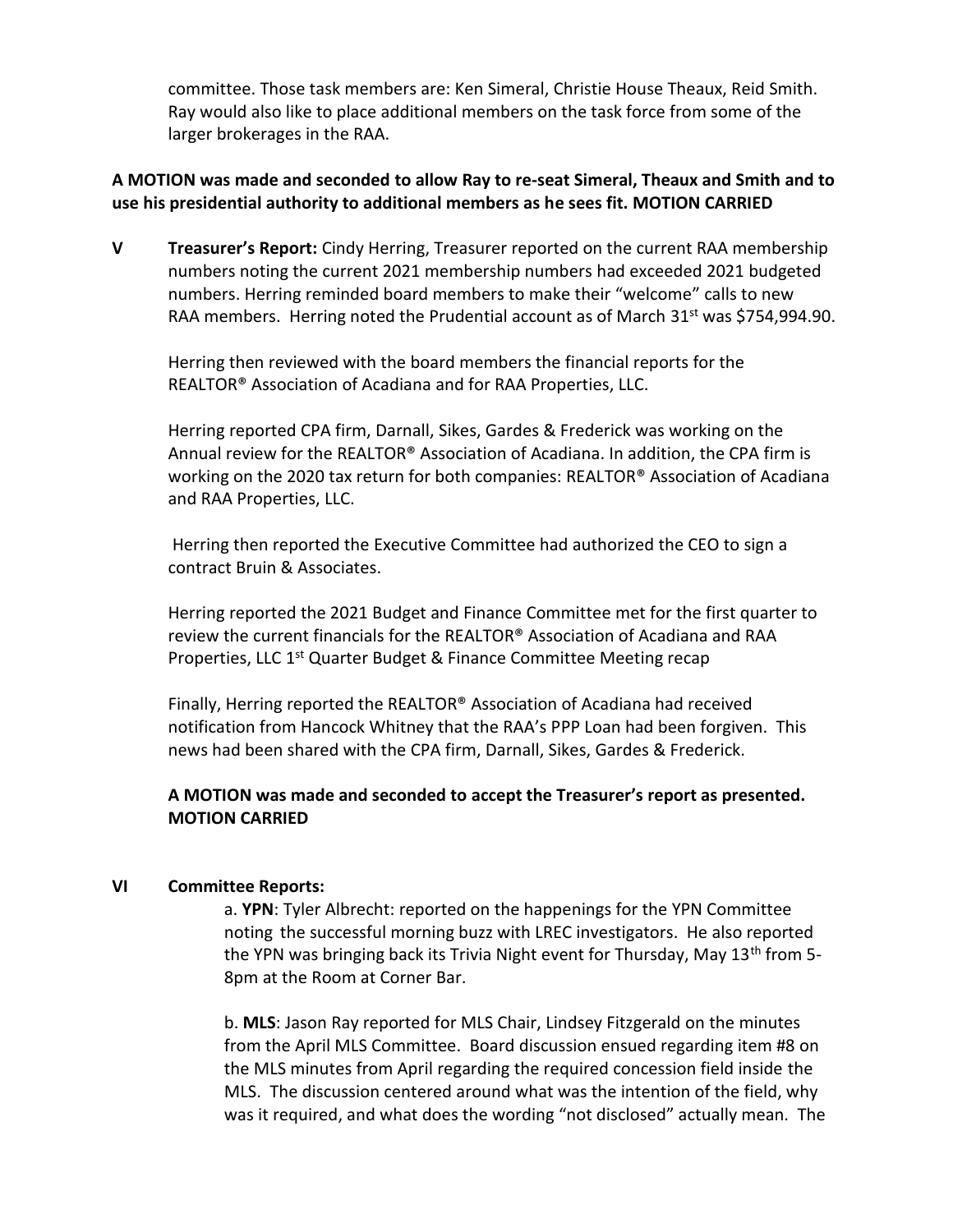committee. Those task members are: Ken Simeral, Christie House Theaux, Reid Smith. Ray would also like to place additional members on the task force from some of the larger brokerages in the RAA.

**A MOTION was made and seconded to allow Ray to re-seat Simeral, Theaux and Smith and to use his presidential authority to additional members as he sees fit. MOTION CARRIED**

**V Treasurer's Report:** Cindy Herring, Treasurer reported on the current RAA membership numbers noting the current 2021 membership numbers had exceeded 2021 budgeted numbers. Herring reminded board members to make their "welcome" calls to new RAA members. Herring noted the Prudential account as of March 31st was $754,994.90.

Herring then reviewed with the board members the financial reports for the REALTOR® Association of Acadiana and for RAA Properties, LLC.

Herring reported CPA firm, Darnall, Sikes, Gardes & Frederick was working on the Annual review for the REALTOR® Association of Acadiana. In addition, the CPA firm is working on the 2020 tax return for both companies: REALTOR® Association of Acadiana and RAA Properties, LLC.

Herring then reported the Executive Committee had authorized the CEO to sign a contract Bruin & Associates.

Herring reported the 2021 Budget and Finance Committee met for the first quarter to review the current financials for the REALTOR® Association of Acadiana and RAA Properties, LLC 1st Quarter Budget & Finance Committee Meeting recap

Finally, Herring reported the REALTOR® Association of Acadiana had received notification from Hancock Whitney that the RAA's PPP Loan had been forgiven. This news had been shared with the CPA firm, Darnall, Sikes, Gardes & Frederick.

**A MOTION was made and seconded to accept the Treasurer's report as presented. MOTION CARRIED**

**VI Committee Reports:**

a. **YPN**: Tyler Albrecht: reported on the happenings for the YPN Committee noting the successful morning buzz with LREC investigators. He also reported the YPN was bringing back its Trivia Night event for Thursday, May 13th from 5-8pm at the Room at Corner Bar.

b. **MLS**: Jason Ray reported for MLS Chair, Lindsey Fitzgerald on the minutes from the April MLS Committee. Board discussion ensued regarding item #8 on the MLS minutes from April regarding the required concession field inside the MLS. The discussion centered around what was the intention of the field, why was it required, and what does the wording "not disclosed" actually mean. The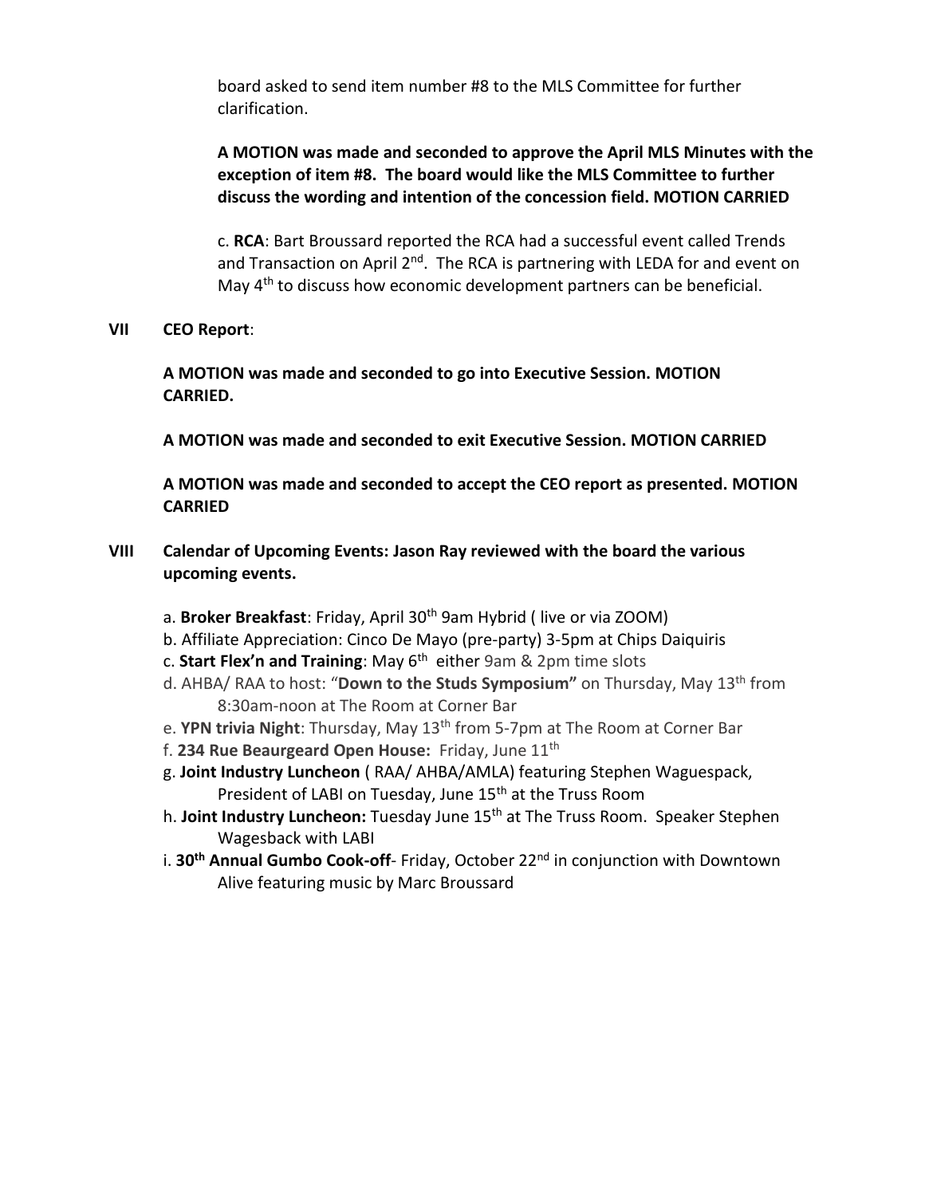board asked to send item number #8 to the MLS Committee for further clarification.

**A MOTION was made and seconded to approve the April MLS Minutes with the exception of item #8. The board would like the MLS Committee to further discuss the wording and intention of the concession field. MOTION CARRIED**

c. **RCA**: Bart Broussard reported the RCA had a successful event called Trends and Transaction on April 2nd. The RCA is partnering with LEDA for and event on May 4th to discuss how economic development partners can be beneficial.

**VII CEO Report**:

**A MOTION was made and seconded to go into Executive Session. MOTION CARRIED.**

**A MOTION was made and seconded to exit Executive Session. MOTION CARRIED**

**A MOTION was made and seconded to accept the CEO report as presented. MOTION CARRIED**

**VIII Calendar of Upcoming Events: Jason Ray reviewed with the board the various upcoming events.**

a. **Broker Breakfast**: Friday, April 30th 9am Hybrid ( live or via ZOOM)
b. Affiliate Appreciation: Cinco De Mayo (pre-party) 3-5pm at Chips Daiquiris
c. **Start Flex'n and Training**: May 6th either 9am & 2pm time slots
d. AHBA/ RAA to host: "**Down to the Studs Symposium"** on Thursday, May 13th from 8:30am-noon at The Room at Corner Bar
e. **YPN trivia Night**: Thursday, May 13th from 5-7pm at The Room at Corner Bar
f. **234 Rue Beaurgeard Open House:** Friday, June 11th
g. **Joint Industry Luncheon** ( RAA/ AHBA/AMLA) featuring Stephen Waguespack, President of LABI on Tuesday, June 15th at the Truss Room
h. **Joint Industry Luncheon:** Tuesday June 15th at The Truss Room. Speaker Stephen Wagesback with LABI
i. **30th Annual Gumbo Cook-off**- Friday, October 22nd in conjunction with Downtown Alive featuring music by Marc Broussard